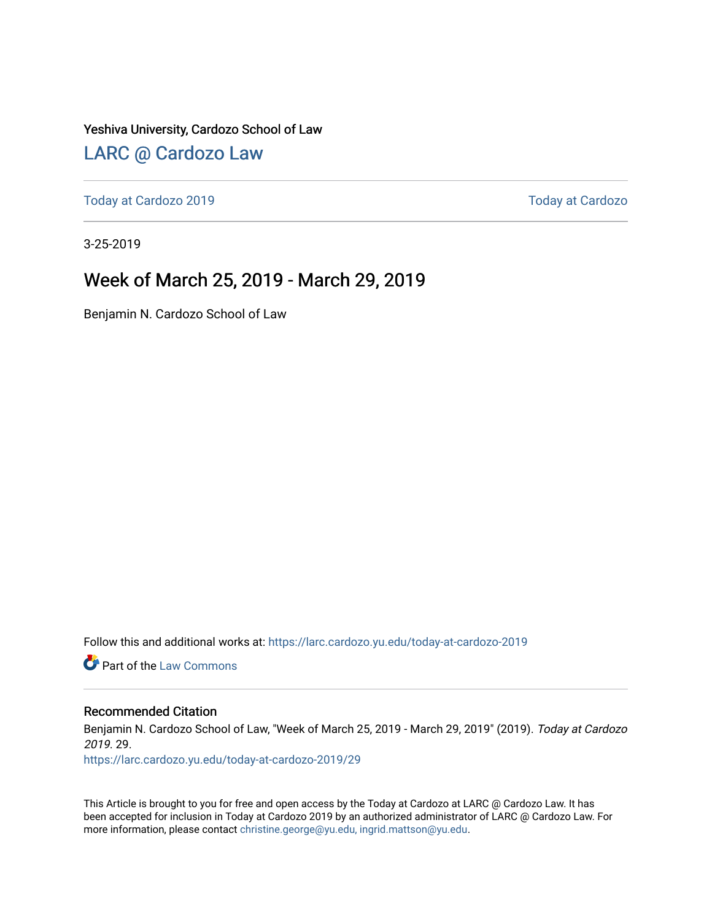Yeshiva University, Cardozo School of Law

[LARC @ Cardozo Law](https://larc.cardozo.yu.edu/)

Today at Cardozo 2019 | Today at Cardozo

3-25-2019

# Week of March 25, 2019 - March 29, 2019

Benjamin N. Cardozo School of Law

Follow this and additional works at: https://larc.cardozo.yu.edu/today-at-cardozo-2019

Part of the Law Commons

## Recommended Citation

Benjamin N. Cardozo School of Law, "Week of March 25, 2019 - March 29, 2019" (2019). *Today at Cardozo 2019*. 29.
https://larc.cardozo.yu.edu/today-at-cardozo-2019/29

This Article is brought to you for free and open access by the Today at Cardozo at LARC @ Cardozo Law. It has been accepted for inclusion in Today at Cardozo 2019 by an authorized administrator of LARC @ Cardozo Law. For more information, please contact christine.george@yu.edu, ingrid.mattson@yu.edu.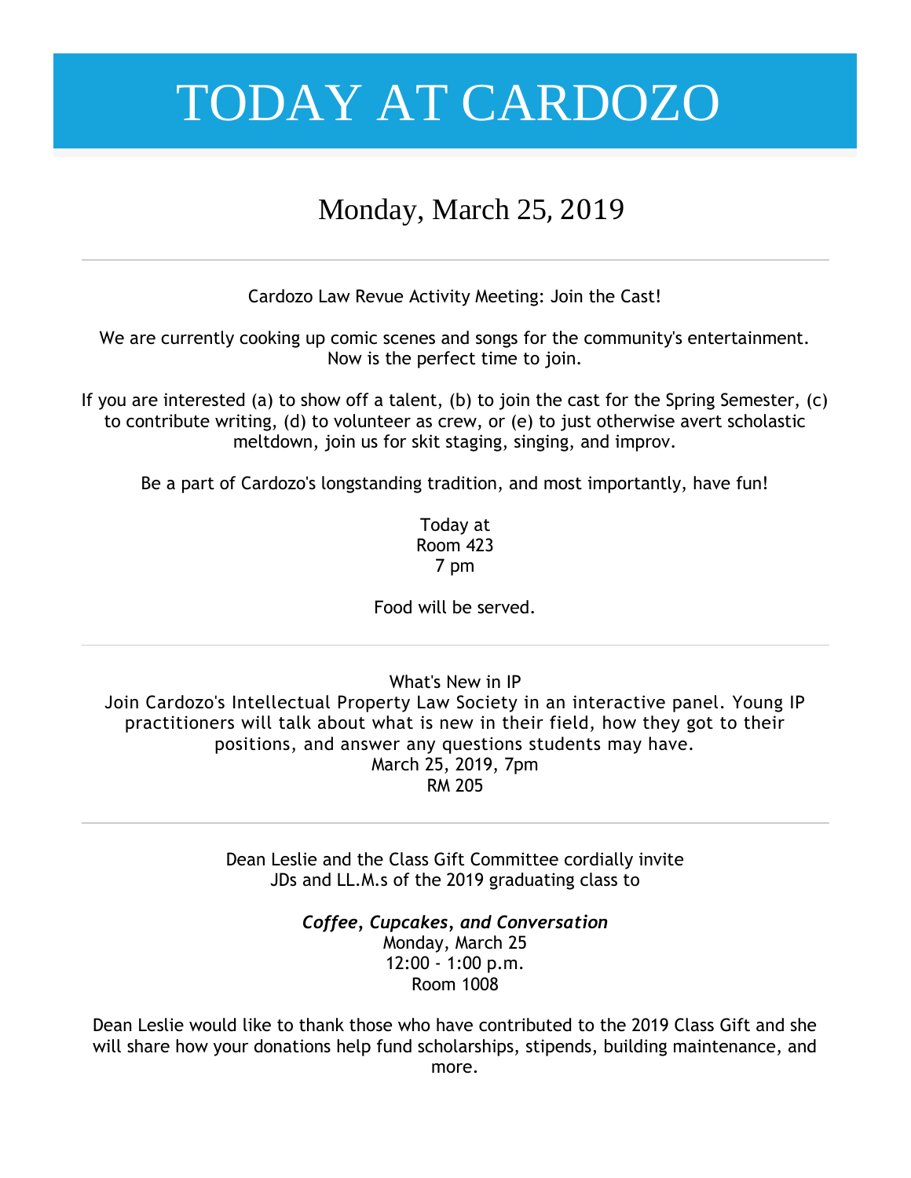# TODAY AT CARDOZO

## Monday, March 25, 2019

---

Cardozo Law Revue Activity Meeting: Join the Cast!

We are currently cooking up comic scenes and songs for the community's entertainment. Now is the perfect time to join.

If you are interested (a) to show off a talent, (b) to join the cast for the Spring Semester, (c) to contribute writing, (d) to volunteer as crew, or (e) to just otherwise avert scholastic meltdown, join us for skit staging, singing, and improv.

Be a part of Cardozo's longstanding tradition, and most importantly, have fun!

Today at
Room 423
7 pm

Food will be served.

---

What's New in IP
Join Cardozo's Intellectual Property Law Society in an interactive panel. Young IP practitioners will talk about what is new in their field, how they got to their positions, and answer any questions students may have.
March 25, 2019, 7pm
RM 205

---

Dean Leslie and the Class Gift Committee cordially invite JDs and LL.M.s of the 2019 graduating class to

***Coffee, Cupcakes, and Conversation***
Monday, March 25
12:00 - 1:00 p.m.
Room 1008

Dean Leslie would like to thank those who have contributed to the 2019 Class Gift and she will share how your donations help fund scholarships, stipends, building maintenance, and more.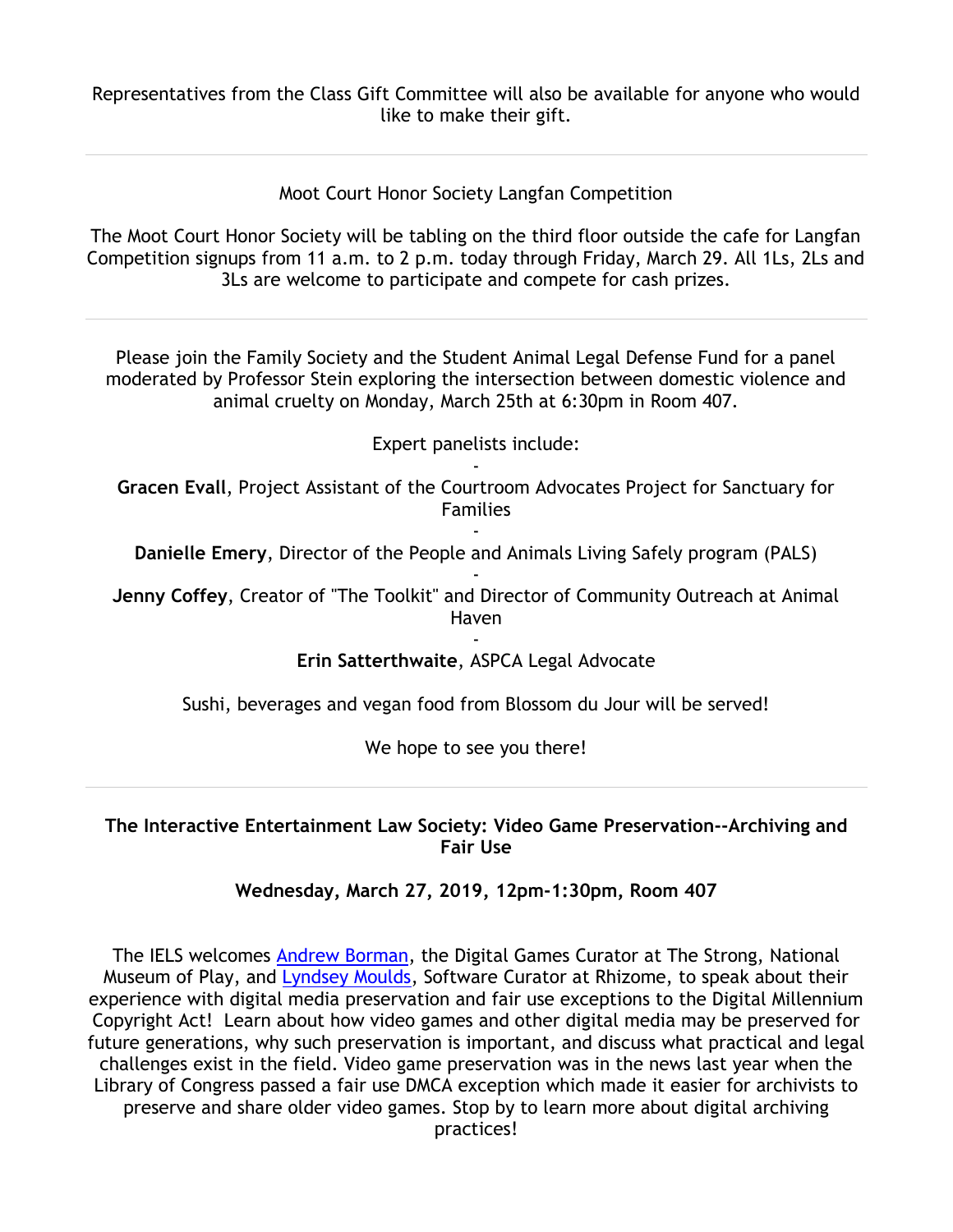Representatives from the Class Gift Committee will also be available for anyone who would like to make their gift.

---

Moot Court Honor Society Langfan Competition

The Moot Court Honor Society will be tabling on the third floor outside the cafe for Langfan Competition signups from 11 a.m. to 2 p.m. today through Friday, March 29. All 1Ls, 2Ls and 3Ls are welcome to participate and compete for cash prizes.

---

Please join the Family Society and the Student Animal Legal Defense Fund for a panel moderated by Professor Stein exploring the intersection between domestic violence and animal cruelty on Monday, March 25th at 6:30pm in Room 407.

Expert panelists include:

-

**Gracen Evall**, Project Assistant of the Courtroom Advocates Project for Sanctuary for Families

-

**Danielle Emery**, Director of the People and Animals Living Safely program (PALS)

-

**Jenny Coffey**, Creator of "The Toolkit" and Director of Community Outreach at Animal Haven

-

**Erin Satterthwaite**, ASPCA Legal Advocate

Sushi, beverages and vegan food from Blossom du Jour will be served!

We hope to see you there!

---

**The Interactive Entertainment Law Society: Video Game Preservation--Archiving and Fair Use**

**Wednesday, March 27, 2019, 12pm-1:30pm, Room 407**

The IELS welcomes Andrew Borman, the Digital Games Curator at The Strong, National Museum of Play, and Lyndsey Moulds, Software Curator at Rhizome, to speak about their experience with digital media preservation and fair use exceptions to the Digital Millennium Copyright Act! Learn about how video games and other digital media may be preserved for future generations, why such preservation is important, and discuss what practical and legal challenges exist in the field. Video game preservation was in the news last year when the Library of Congress passed a fair use DMCA exception which made it easier for archivists to preserve and share older video games. Stop by to learn more about digital archiving practices!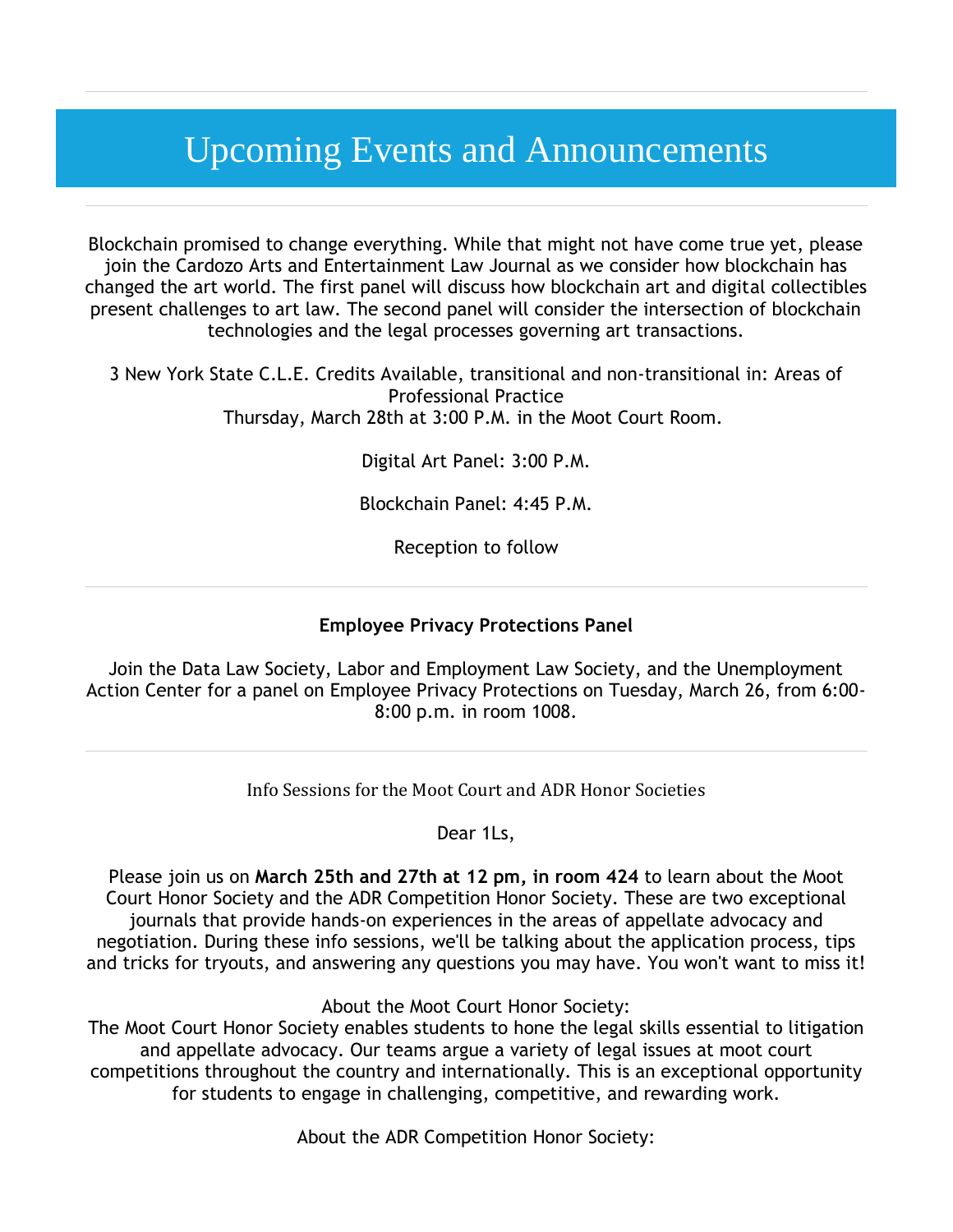# Upcoming Events and Announcements

---

Blockchain promised to change everything. While that might not have come true yet, please join the Cardozo Arts and Entertainment Law Journal as we consider how blockchain has changed the art world. The first panel will discuss how blockchain art and digital collectibles present challenges to art law. The second panel will consider the intersection of blockchain technologies and the legal processes governing art transactions.

3 New York State C.L.E. Credits Available, transitional and non-transitional in: Areas of Professional Practice
Thursday, March 28th at 3:00 P.M. in the Moot Court Room.

Digital Art Panel: 3:00 P.M.

Blockchain Panel: 4:45 P.M.

Reception to follow

---

**Employee Privacy Protections Panel**

Join the Data Law Society, Labor and Employment Law Society, and the Unemployment Action Center for a panel on Employee Privacy Protections on Tuesday, March 26, from 6:00-8:00 p.m. in room 1008.

---

Info Sessions for the Moot Court and ADR Honor Societies

Dear 1Ls,

Please join us on **March 25th and 27th at 12 pm, in room 424** to learn about the Moot Court Honor Society and the ADR Competition Honor Society. These are two exceptional journals that provide hands-on experiences in the areas of appellate advocacy and negotiation. During these info sessions, we'll be talking about the application process, tips and tricks for tryouts, and answering any questions you may have. You won't want to miss it!

About the Moot Court Honor Society:
The Moot Court Honor Society enables students to hone the legal skills essential to litigation and appellate advocacy. Our teams argue a variety of legal issues at moot court competitions throughout the country and internationally. This is an exceptional opportunity for students to engage in challenging, competitive, and rewarding work.

About the ADR Competition Honor Society: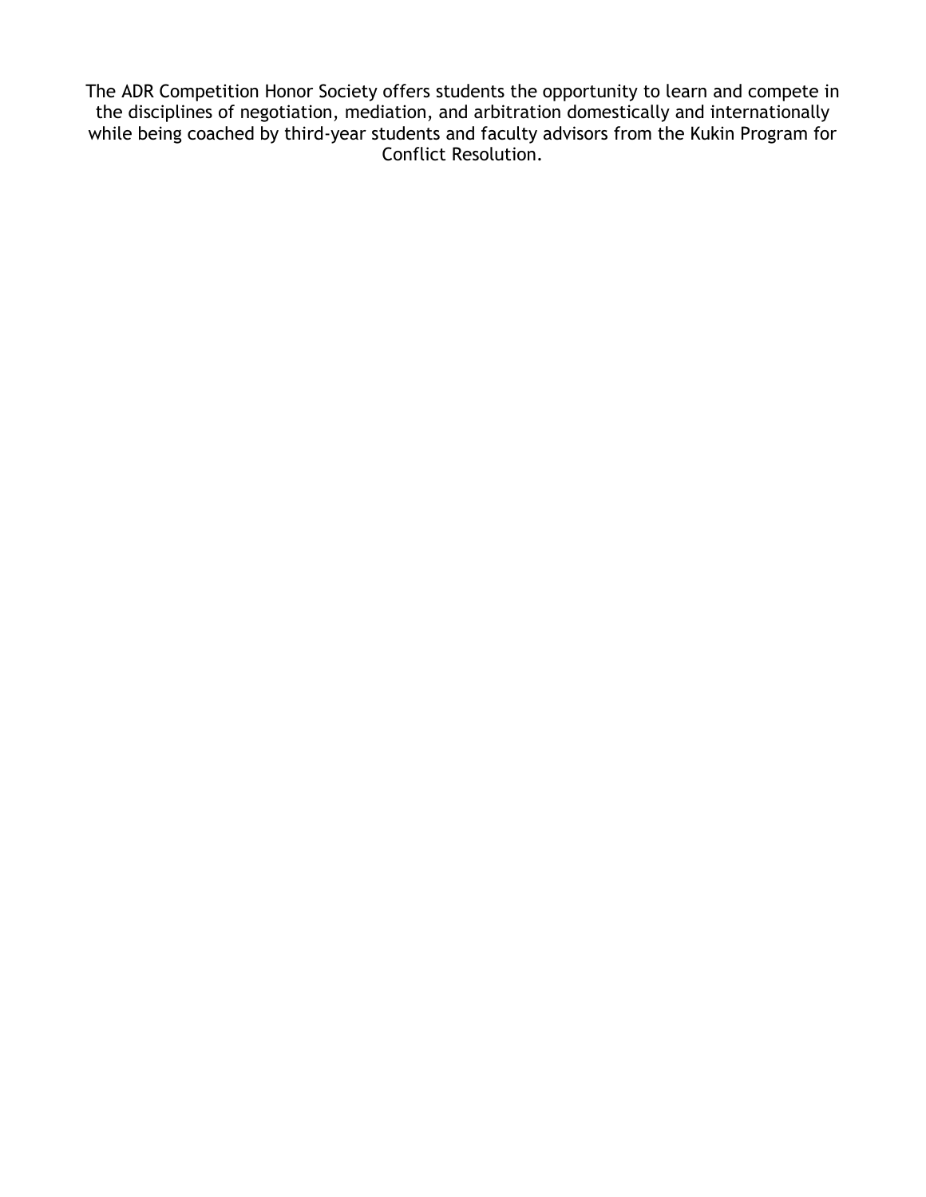The ADR Competition Honor Society offers students the opportunity to learn and compete in the disciplines of negotiation, mediation, and arbitration domestically and internationally while being coached by third-year students and faculty advisors from the Kukin Program for Conflict Resolution.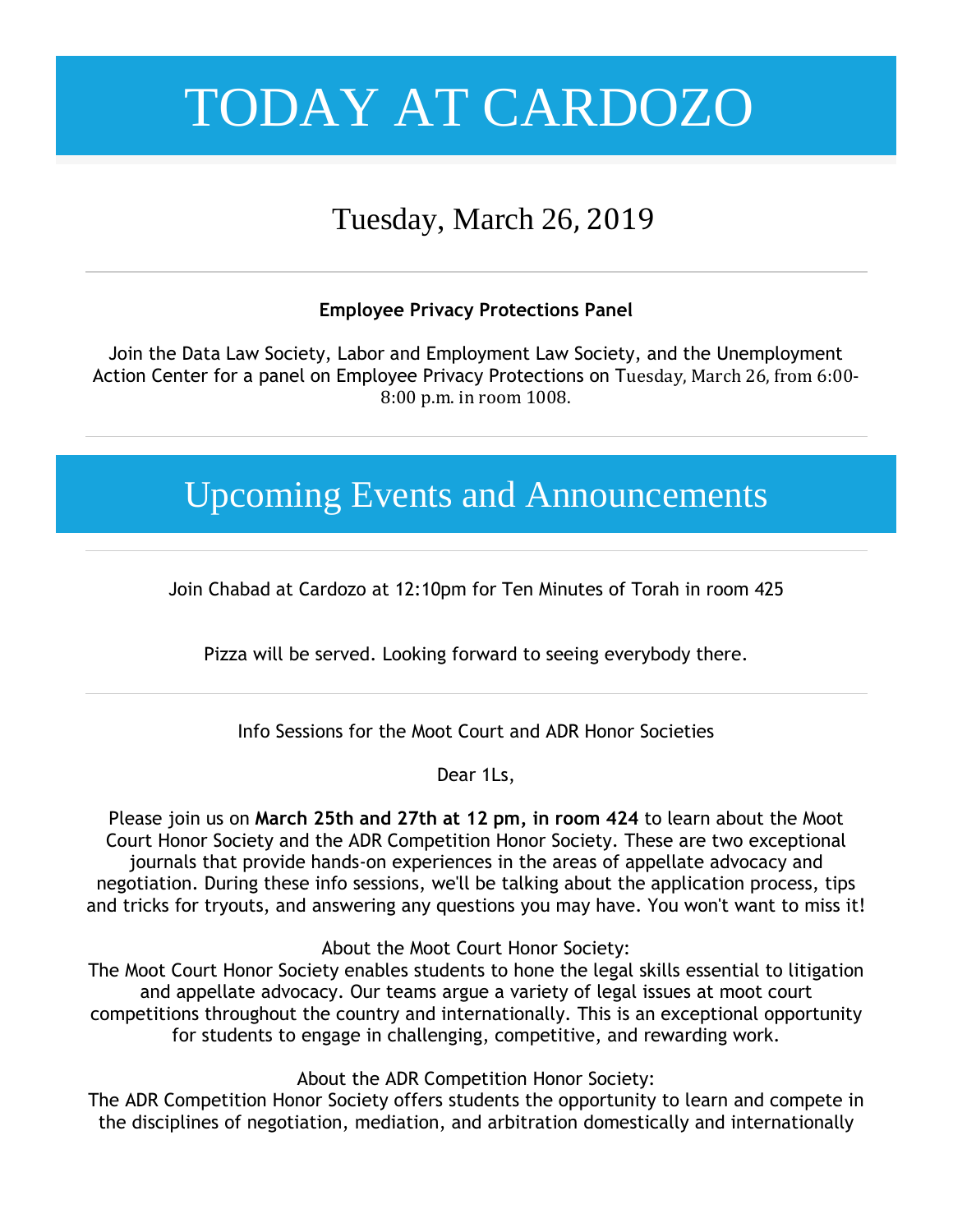# TODAY AT CARDOZO

## Tuesday, March 26, 2019

---

**Employee Privacy Protections Panel**

Join the Data Law Society, Labor and Employment Law Society, and the Unemployment Action Center for a panel on Employee Privacy Protections on Tuesday, March 26, from 6:00-8:00 p.m. in room 1008.

---

## Upcoming Events and Announcements

---

Join Chabad at Cardozo at 12:10pm for Ten Minutes of Torah in room 425

Pizza will be served. Looking forward to seeing everybody there.

---

Info Sessions for the Moot Court and ADR Honor Societies

Dear 1Ls,

Please join us on **March 25th and 27th at 12 pm, in room 424** to learn about the Moot Court Honor Society and the ADR Competition Honor Society. These are two exceptional journals that provide hands-on experiences in the areas of appellate advocacy and negotiation. During these info sessions, we'll be talking about the application process, tips and tricks for tryouts, and answering any questions you may have. You won't want to miss it!

About the Moot Court Honor Society:
The Moot Court Honor Society enables students to hone the legal skills essential to litigation and appellate advocacy. Our teams argue a variety of legal issues at moot court competitions throughout the country and internationally. This is an exceptional opportunity for students to engage in challenging, competitive, and rewarding work.

About the ADR Competition Honor Society:
The ADR Competition Honor Society offers students the opportunity to learn and compete in the disciplines of negotiation, mediation, and arbitration domestically and internationally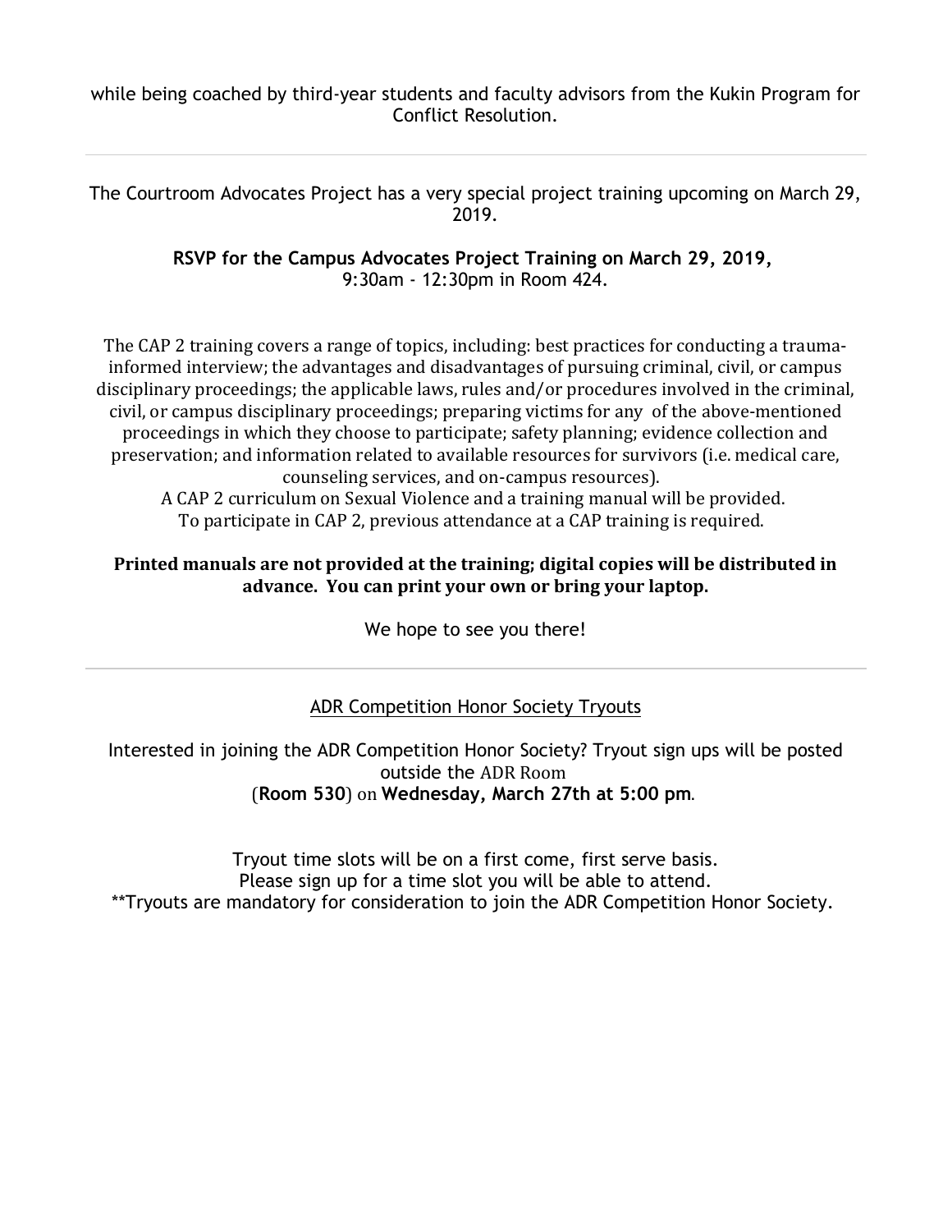while being coached by third-year students and faculty advisors from the Kukin Program for Conflict Resolution.

---

The Courtroom Advocates Project has a very special project training upcoming on March 29, 2019.

**RSVP for the Campus Advocates Project Training on March 29, 2019,**
9:30am - 12:30pm in Room 424.

The CAP 2 training covers a range of topics, including: best practices for conducting a trauma-informed interview; the advantages and disadvantages of pursuing criminal, civil, or campus disciplinary proceedings; the applicable laws, rules and/or procedures involved in the criminal, civil, or campus disciplinary proceedings; preparing victims for any of the above-mentioned proceedings in which they choose to participate; safety planning; evidence collection and preservation; and information related to available resources for survivors (i.e. medical care, counseling services, and on-campus resources).
A CAP 2 curriculum on Sexual Violence and a training manual will be provided.
To participate in CAP 2, previous attendance at a CAP training is required.

**Printed manuals are not provided at the training; digital copies will be distributed in advance. You can print your own or bring your laptop.**

We hope to see you there!

---

ADR Competition Honor Society Tryouts

Interested in joining the ADR Competition Honor Society? Tryout sign ups will be posted outside the ADR Room
(**Room 530**) on **Wednesday, March 27th at 5:00 pm**.

Tryout time slots will be on a first come, first serve basis.
Please sign up for a time slot you will be able to attend.
**Tryouts are mandatory for consideration to join the ADR Competition Honor Society.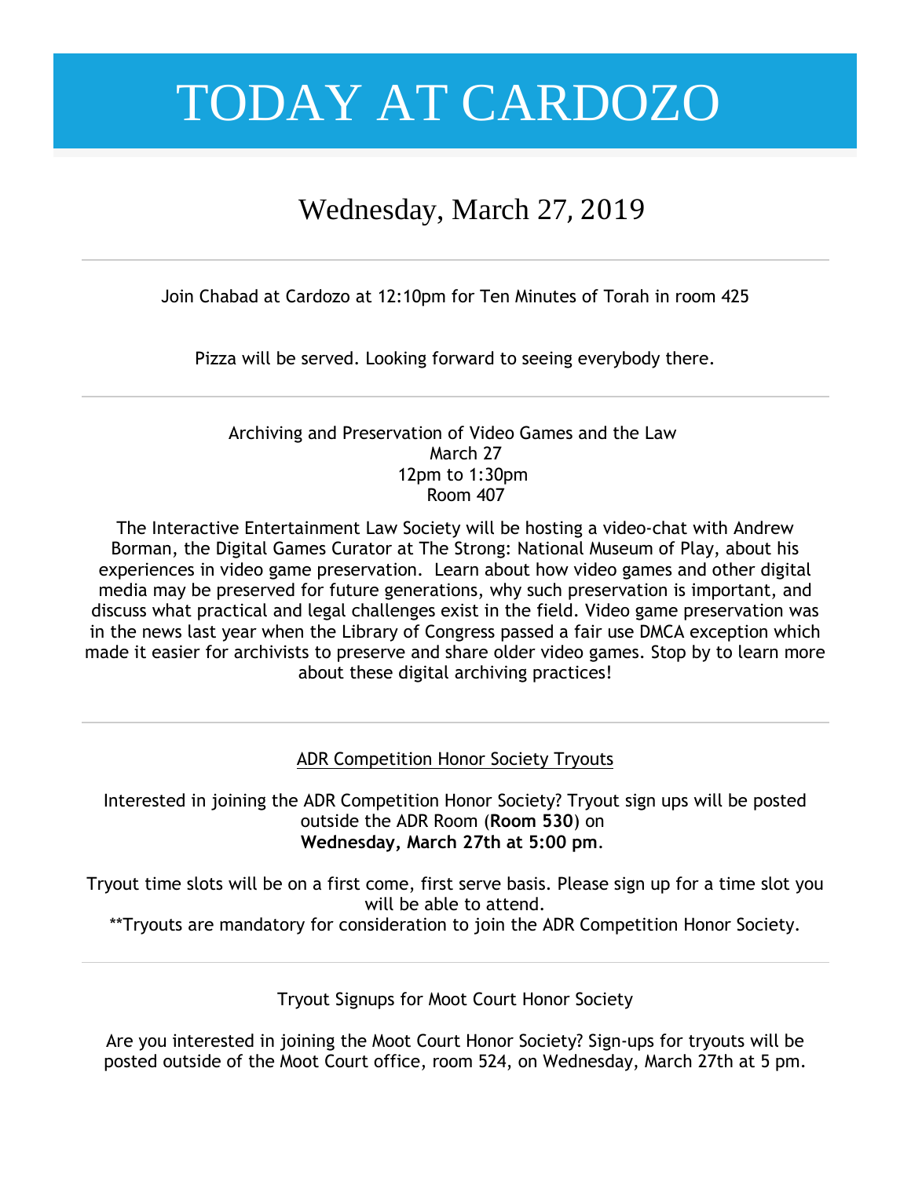# TODAY AT CARDOZO

## Wednesday, March 27, 2019

---

Join Chabad at Cardozo at 12:10pm for Ten Minutes of Torah in room 425

Pizza will be served. Looking forward to seeing everybody there.

---

Archiving and Preservation of Video Games and the Law
March 27
12pm to 1:30pm
Room 407

The Interactive Entertainment Law Society will be hosting a video-chat with Andrew Borman, the Digital Games Curator at The Strong: National Museum of Play, about his experiences in video game preservation. Learn about how video games and other digital media may be preserved for future generations, why such preservation is important, and discuss what practical and legal challenges exist in the field. Video game preservation was in the news last year when the Library of Congress passed a fair use DMCA exception which made it easier for archivists to preserve and share older video games. Stop by to learn more about these digital archiving practices!

---

ADR Competition Honor Society Tryouts

Interested in joining the ADR Competition Honor Society? Tryout sign ups will be posted outside the ADR Room (**Room 530**) on **Wednesday, March 27th at 5:00 pm**.

Tryout time slots will be on a first come, first serve basis. Please sign up for a time slot you will be able to attend.
**Tryouts are mandatory for consideration to join the ADR Competition Honor Society.

---

Tryout Signups for Moot Court Honor Society

Are you interested in joining the Moot Court Honor Society? Sign-ups for tryouts will be posted outside of the Moot Court office, room 524, on Wednesday, March 27th at 5 pm.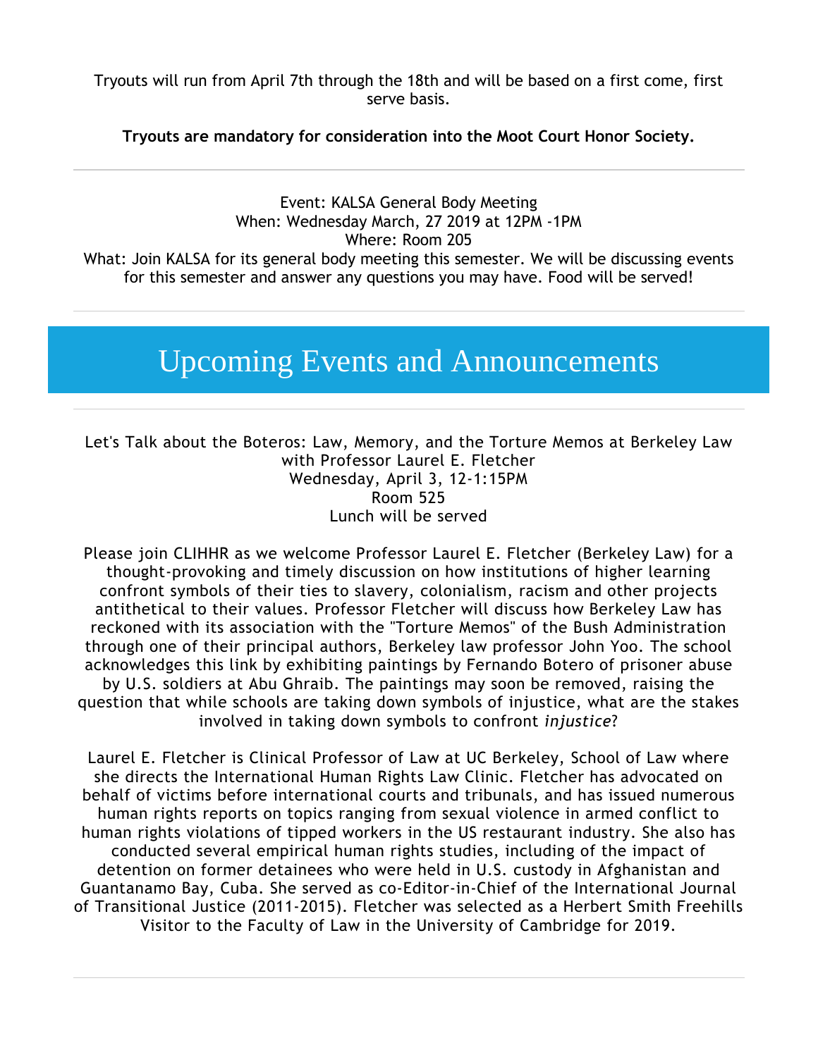Tryouts will run from April 7th through the 18th and will be based on a first come, first serve basis.

**Tryouts are mandatory for consideration into the Moot Court Honor Society.**

---

Event: KALSA General Body Meeting
When: Wednesday March, 27 2019 at 12PM -1PM
Where: Room 205
What: Join KALSA for its general body meeting this semester. We will be discussing events for this semester and answer any questions you may have. Food will be served!

---

# Upcoming Events and Announcements

---

Let's Talk about the Boteros: Law, Memory, and the Torture Memos at Berkeley Law with Professor Laurel E. Fletcher
Wednesday, April 3, 12-1:15PM
Room 525
Lunch will be served

Please join CLIHHR as we welcome Professor Laurel E. Fletcher (Berkeley Law) for a thought-provoking and timely discussion on how institutions of higher learning confront symbols of their ties to slavery, colonialism, racism and other projects antithetical to their values. Professor Fletcher will discuss how Berkeley Law has reckoned with its association with the "Torture Memos" of the Bush Administration through one of their principal authors, Berkeley law professor John Yoo. The school acknowledges this link by exhibiting paintings by Fernando Botero of prisoner abuse by U.S. soldiers at Abu Ghraib. The paintings may soon be removed, raising the question that while schools are taking down symbols of injustice, what are the stakes involved in taking down symbols to confront *injustice*?

Laurel E. Fletcher is Clinical Professor of Law at UC Berkeley, School of Law where she directs the International Human Rights Law Clinic. Fletcher has advocated on behalf of victims before international courts and tribunals, and has issued numerous human rights reports on topics ranging from sexual violence in armed conflict to human rights violations of tipped workers in the US restaurant industry. She also has conducted several empirical human rights studies, including of the impact of detention on former detainees who were held in U.S. custody in Afghanistan and Guantanamo Bay, Cuba. She served as co-Editor-in-Chief of the International Journal of Transitional Justice (2011-2015). Fletcher was selected as a Herbert Smith Freehills Visitor to the Faculty of Law in the University of Cambridge for 2019.

---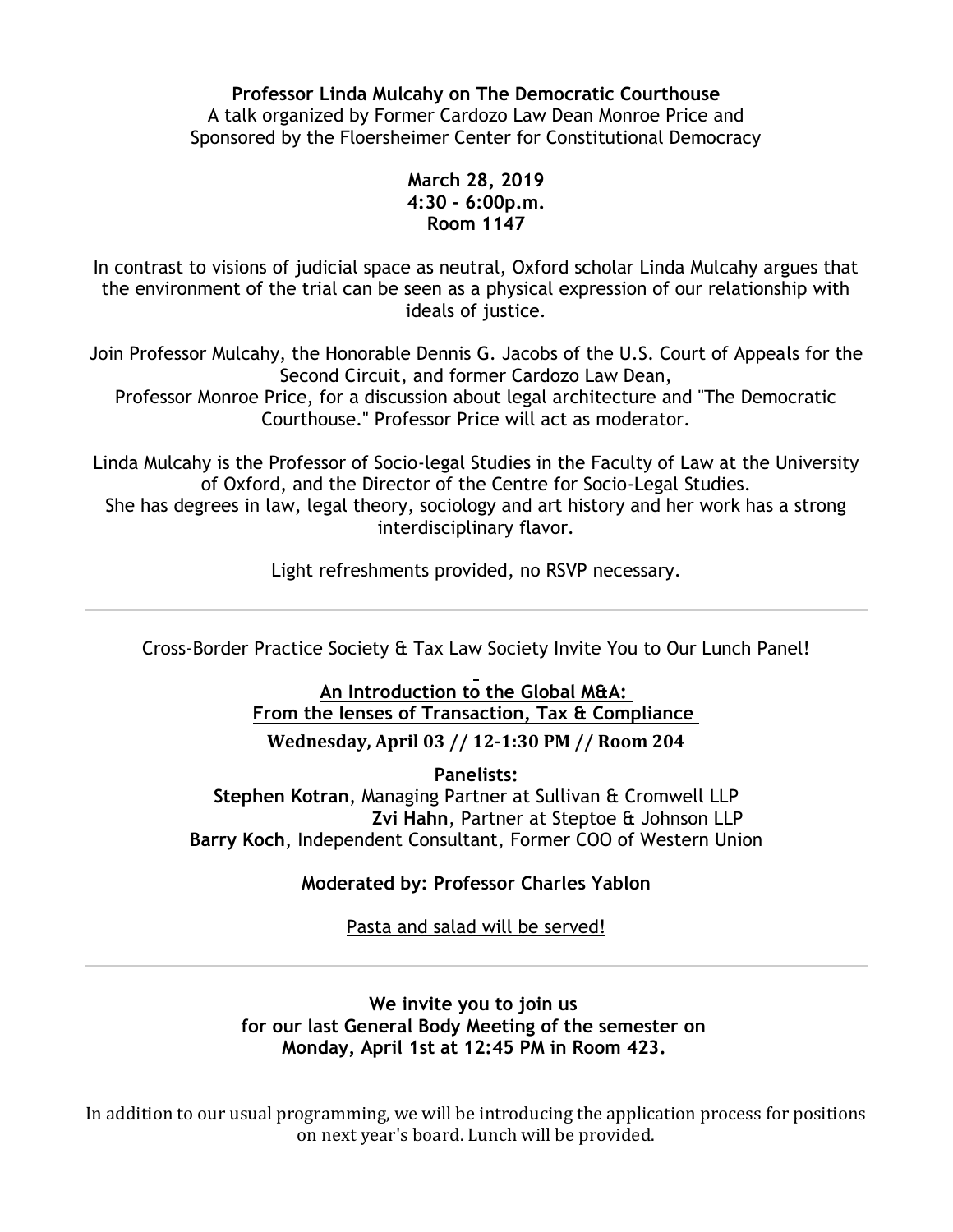**Professor Linda Mulcahy on The Democratic Courthouse**
A talk organized by Former Cardozo Law Dean Monroe Price and Sponsored by the Floersheimer Center for Constitutional Democracy

**March 28, 2019**
**4:30 - 6:00p.m.**
**Room 1147**

In contrast to visions of judicial space as neutral, Oxford scholar Linda Mulcahy argues that the environment of the trial can be seen as a physical expression of our relationship with ideals of justice.

Join Professor Mulcahy, the Honorable Dennis G. Jacobs of the U.S. Court of Appeals for the Second Circuit, and former Cardozo Law Dean, Professor Monroe Price, for a discussion about legal architecture and "The Democratic Courthouse." Professor Price will act as moderator.

Linda Mulcahy is the Professor of Socio-legal Studies in the Faculty of Law at the University of Oxford, and the Director of the Centre for Socio-Legal Studies. She has degrees in law, legal theory, sociology and art history and her work has a strong interdisciplinary flavor.

Light refreshments provided, no RSVP necessary.

---

Cross-Border Practice Society & Tax Law Society Invite You to Our Lunch Panel!

**An Introduction to the Global M&A:**
**From the lenses of Transaction, Tax & Compliance**

**Wednesday, April 03 // 12-1:30 PM // Room 204**

**Panelists:**
**Stephen Kotran**, Managing Partner at Sullivan & Cromwell LLP
**Zvi Hahn**, Partner at Steptoe & Johnson LLP
**Barry Koch**, Independent Consultant, Former COO of Western Union

**Moderated by: Professor Charles Yablon**

Pasta and salad will be served!

---

**We invite you to join us for our last General Body Meeting of the semester on Monday, April 1st at 12:45 PM in Room 423.**

In addition to our usual programming, we will be introducing the application process for positions on next year's board. Lunch will be provided.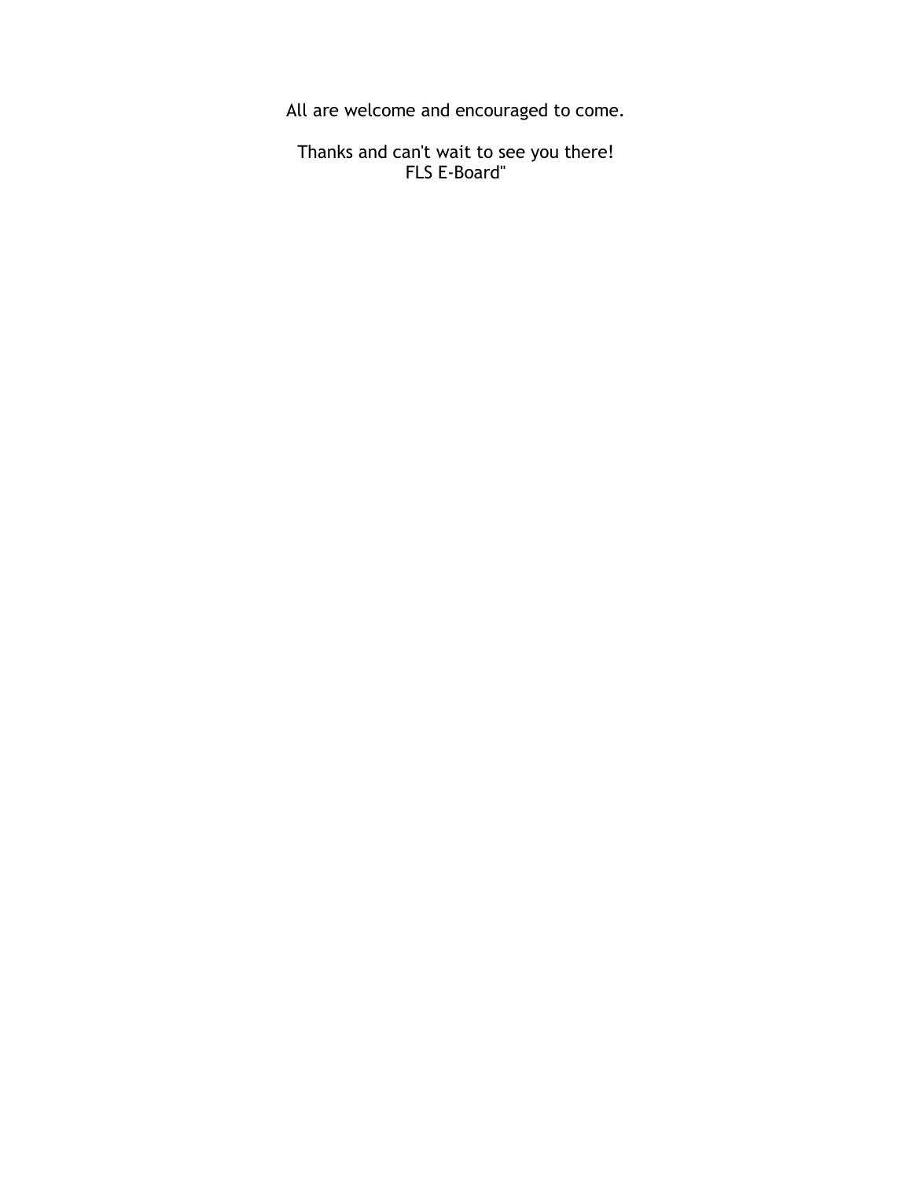All are welcome and encouraged to come.

Thanks and can't wait to see you there!
FLS E-Board"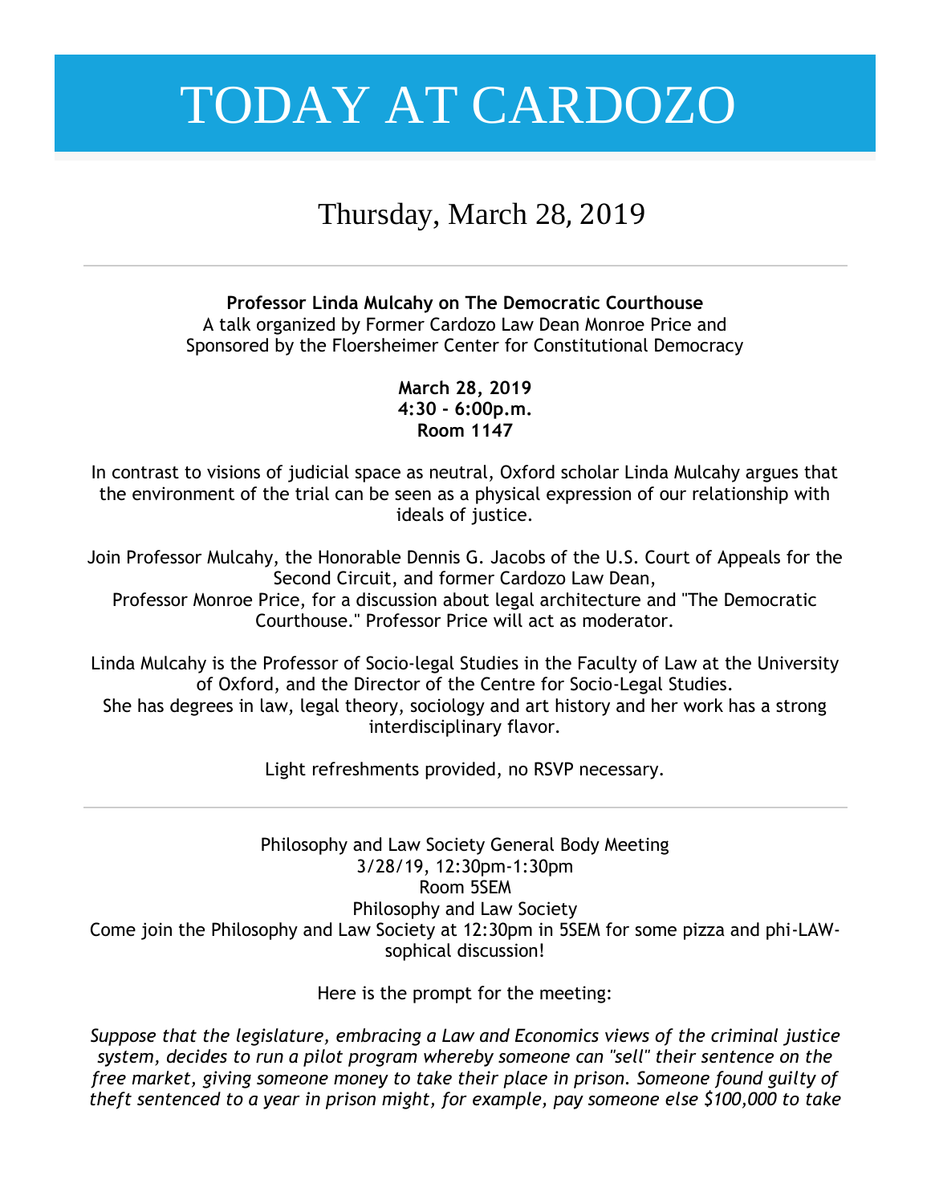# TODAY AT CARDOZO

## Thursday, March 28, 2019

---

**Professor Linda Mulcahy on The Democratic Courthouse**
A talk organized by Former Cardozo Law Dean Monroe Price and
Sponsored by the Floersheimer Center for Constitutional Democracy

**March 28, 2019**
**4:30 - 6:00p.m.**
**Room 1147**

In contrast to visions of judicial space as neutral, Oxford scholar Linda Mulcahy argues that the environment of the trial can be seen as a physical expression of our relationship with ideals of justice.

Join Professor Mulcahy, the Honorable Dennis G. Jacobs of the U.S. Court of Appeals for the Second Circuit, and former Cardozo Law Dean,
Professor Monroe Price, for a discussion about legal architecture and "The Democratic Courthouse." Professor Price will act as moderator.

Linda Mulcahy is the Professor of Socio-legal Studies in the Faculty of Law at the University of Oxford, and the Director of the Centre for Socio-Legal Studies.
She has degrees in law, legal theory, sociology and art history and her work has a strong interdisciplinary flavor.

Light refreshments provided, no RSVP necessary.

---

Philosophy and Law Society General Body Meeting
3/28/19, 12:30pm-1:30pm
Room 5SEM
Philosophy and Law Society
Come join the Philosophy and Law Society at 12:30pm in 5SEM for some pizza and phi-LAW-sophical discussion!

Here is the prompt for the meeting:

*Suppose that the legislature, embracing a Law and Economics views of the criminal justice system, decides to run a pilot program whereby someone can "sell" their sentence on the free market, giving someone money to take their place in prison. Someone found guilty of theft sentenced to a year in prison might, for example, pay someone else $100,000 to take*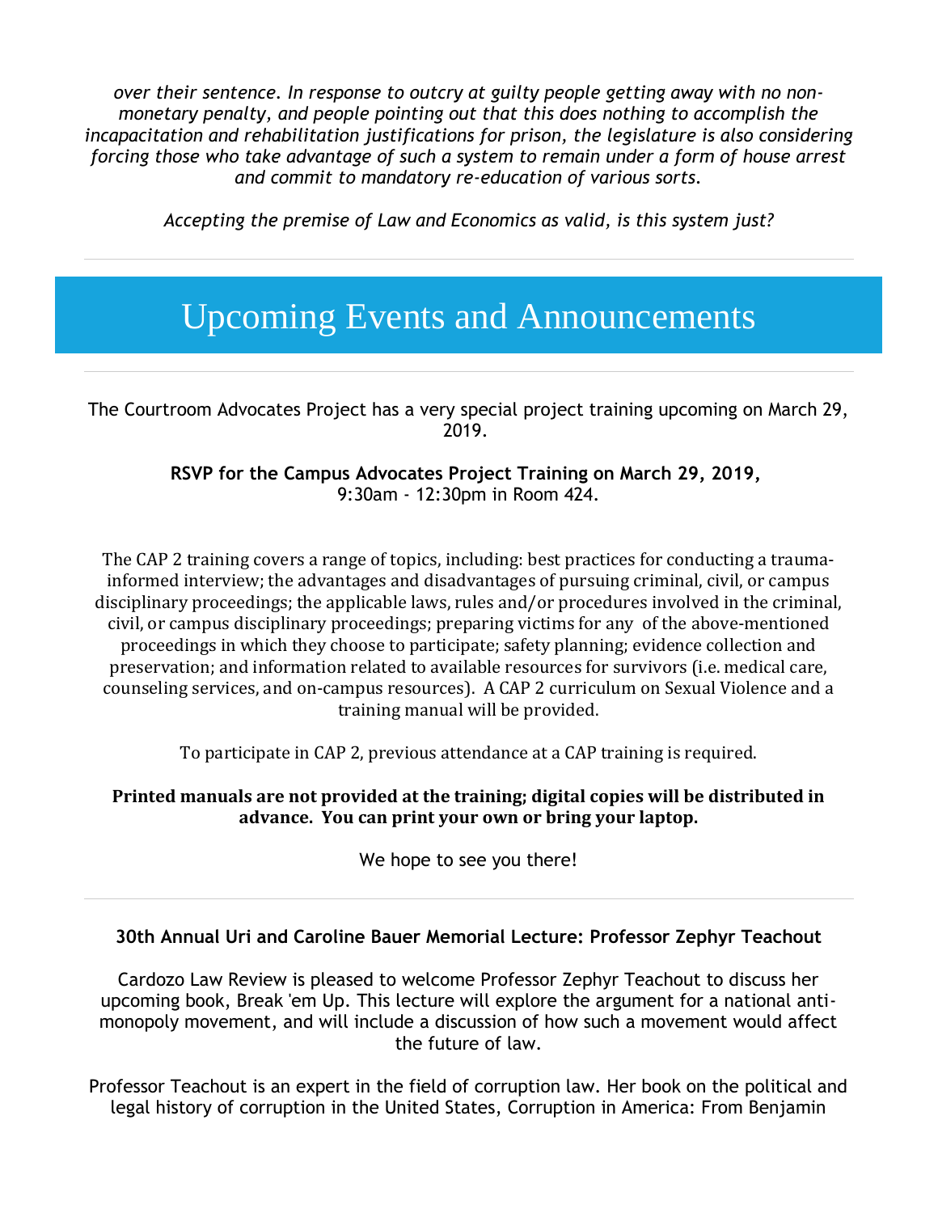*over their sentence. In response to outcry at guilty people getting away with no non-monetary penalty, and people pointing out that this does nothing to accomplish the incapacitation and rehabilitation justifications for prison, the legislature is also considering forcing those who take advantage of such a system to remain under a form of house arrest and commit to mandatory re-education of various sorts.*

*Accepting the premise of Law and Economics as valid, is this system just?*

---

# Upcoming Events and Announcements

---

The Courtroom Advocates Project has a very special project training upcoming on March 29, 2019.

**RSVP for the Campus Advocates Project Training on March 29, 2019,**
9:30am - 12:30pm in Room 424.

The CAP 2 training covers a range of topics, including: best practices for conducting a trauma-informed interview; the advantages and disadvantages of pursuing criminal, civil, or campus disciplinary proceedings; the applicable laws, rules and/or procedures involved in the criminal, civil, or campus disciplinary proceedings; preparing victims for any of the above-mentioned proceedings in which they choose to participate; safety planning; evidence collection and preservation; and information related to available resources for survivors (i.e. medical care, counseling services, and on-campus resources). A CAP 2 curriculum on Sexual Violence and a training manual will be provided.

To participate in CAP 2, previous attendance at a CAP training is required.

**Printed manuals are not provided at the training; digital copies will be distributed in advance. You can print your own or bring your laptop.**

We hope to see you there!

---

**30th Annual Uri and Caroline Bauer Memorial Lecture: Professor Zephyr Teachout**

Cardozo Law Review is pleased to welcome Professor Zephyr Teachout to discuss her upcoming book, Break 'em Up. This lecture will explore the argument for a national anti-monopoly movement, and will include a discussion of how such a movement would affect the future of law.

Professor Teachout is an expert in the field of corruption law. Her book on the political and legal history of corruption in the United States, Corruption in America: From Benjamin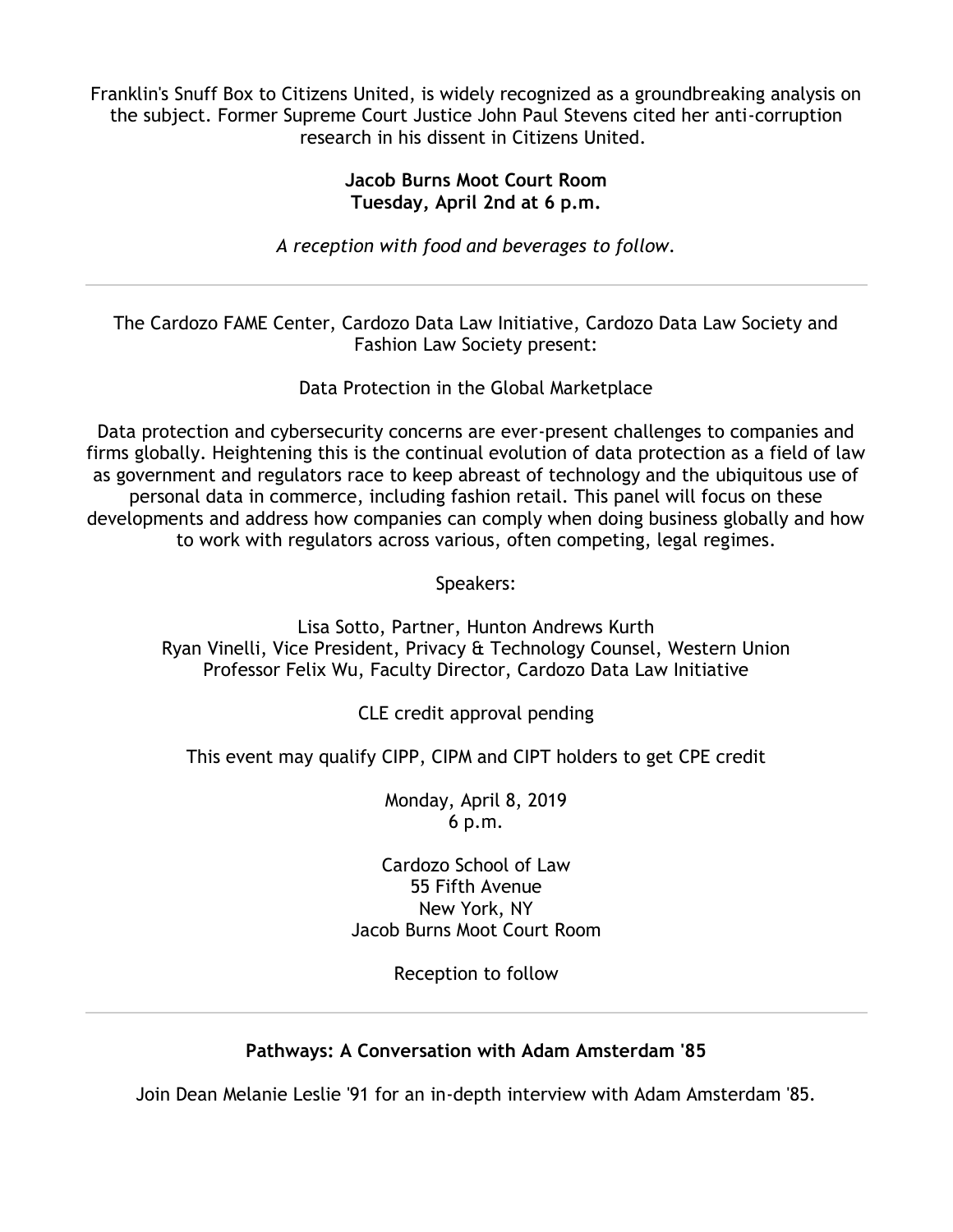Franklin's Snuff Box to Citizens United, is widely recognized as a groundbreaking analysis on the subject. Former Supreme Court Justice John Paul Stevens cited her anti-corruption research in his dissent in Citizens United.

**Jacob Burns Moot Court Room**
**Tuesday, April 2nd at 6 p.m.**

*A reception with food and beverages to follow.*

---

The Cardozo FAME Center, Cardozo Data Law Initiative, Cardozo Data Law Society and Fashion Law Society present:

Data Protection in the Global Marketplace

Data protection and cybersecurity concerns are ever-present challenges to companies and firms globally. Heightening this is the continual evolution of data protection as a field of law as government and regulators race to keep abreast of technology and the ubiquitous use of personal data in commerce, including fashion retail. This panel will focus on these developments and address how companies can comply when doing business globally and how to work with regulators across various, often competing, legal regimes.

Speakers:

Lisa Sotto, Partner, Hunton Andrews Kurth
Ryan Vinelli, Vice President, Privacy & Technology Counsel, Western Union
Professor Felix Wu, Faculty Director, Cardozo Data Law Initiative

CLE credit approval pending

This event may qualify CIPP, CIPM and CIPT holders to get CPE credit

Monday, April 8, 2019
6 p.m.

Cardozo School of Law
55 Fifth Avenue
New York, NY
Jacob Burns Moot Court Room

Reception to follow

---

**Pathways: A Conversation with Adam Amsterdam '85**

Join Dean Melanie Leslie '91 for an in-depth interview with Adam Amsterdam '85.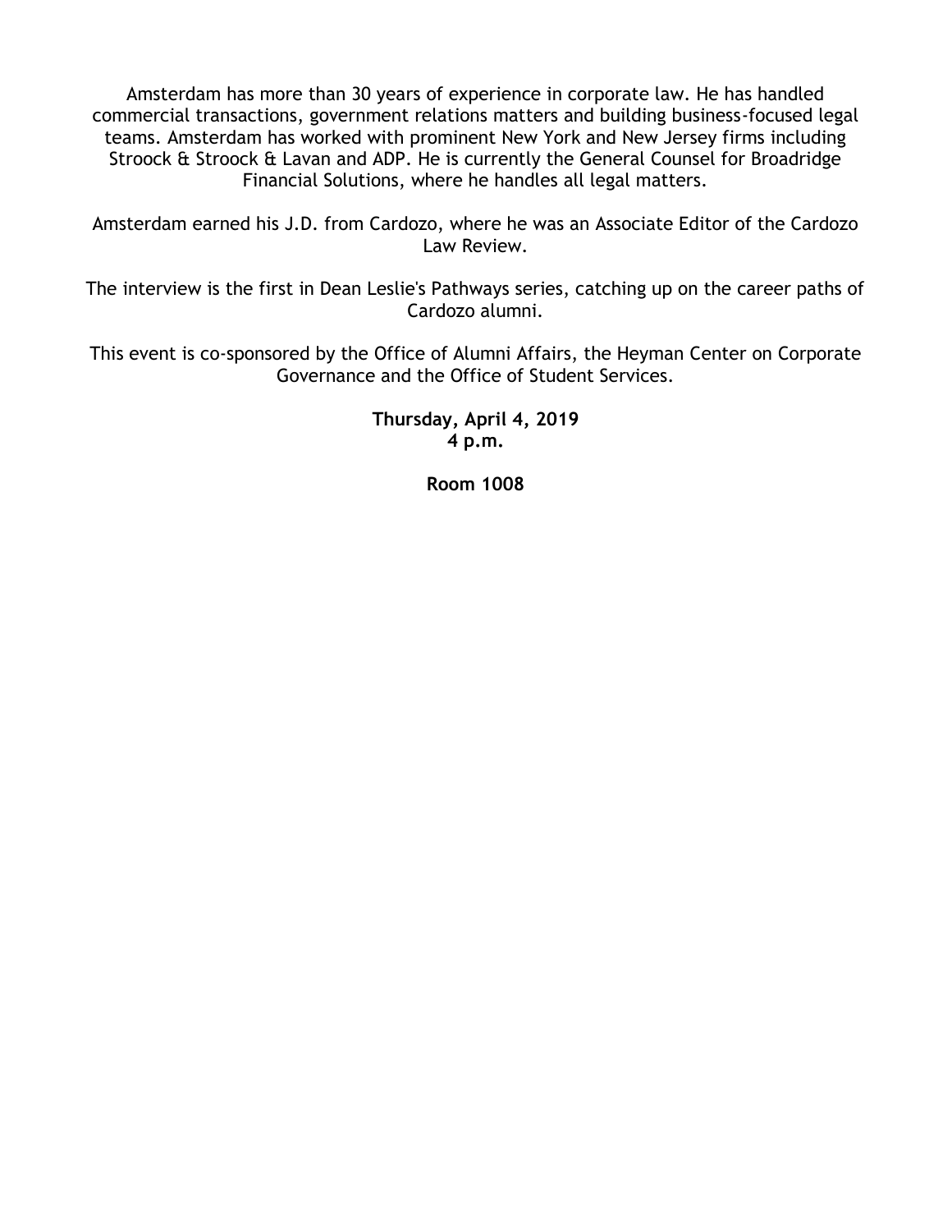Amsterdam has more than 30 years of experience in corporate law. He has handled commercial transactions, government relations matters and building business-focused legal teams. Amsterdam has worked with prominent New York and New Jersey firms including Stroock & Stroock & Lavan and ADP. He is currently the General Counsel for Broadridge Financial Solutions, where he handles all legal matters.

Amsterdam earned his J.D. from Cardozo, where he was an Associate Editor of the Cardozo Law Review.

The interview is the first in Dean Leslie's Pathways series, catching up on the career paths of Cardozo alumni.

This event is co-sponsored by the Office of Alumni Affairs, the Heyman Center on Corporate Governance and the Office of Student Services.

**Thursday, April 4, 2019**
**4 p.m.**

**Room 1008**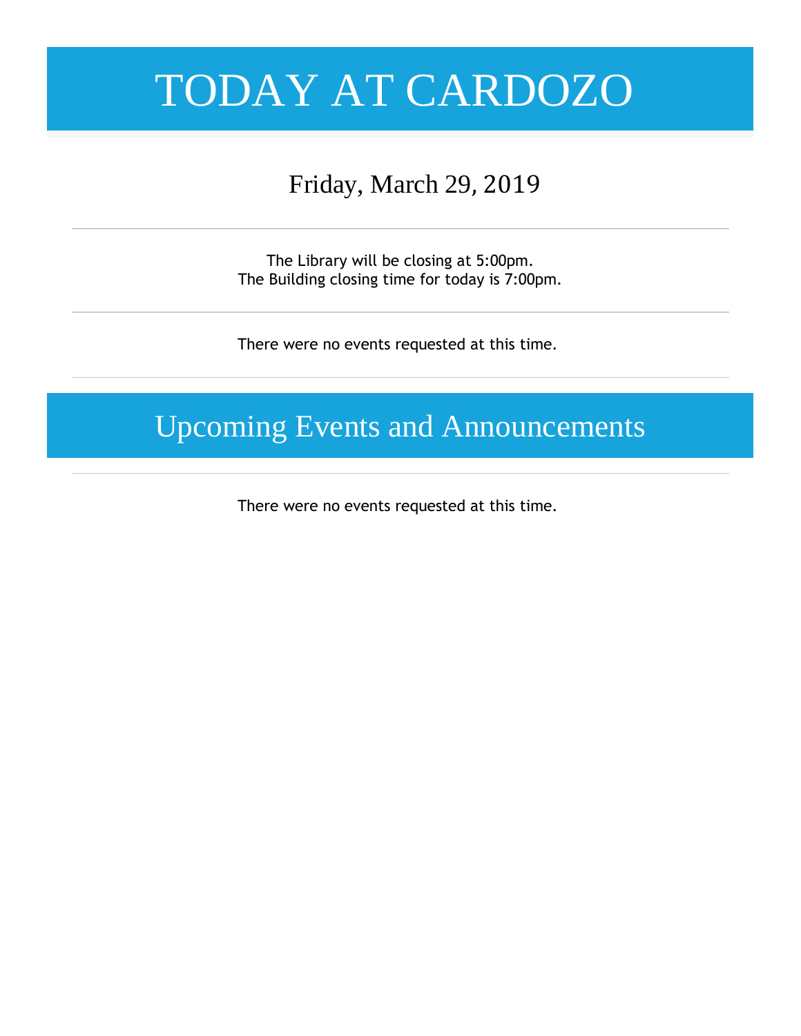# TODAY AT CARDOZO

## Friday, March 29, 2019

---

The Library will be closing at 5:00pm.
The Building closing time for today is 7:00pm.

---

There were no events requested at this time.

---

## Upcoming Events and Announcements

---

There were no events requested at this time.